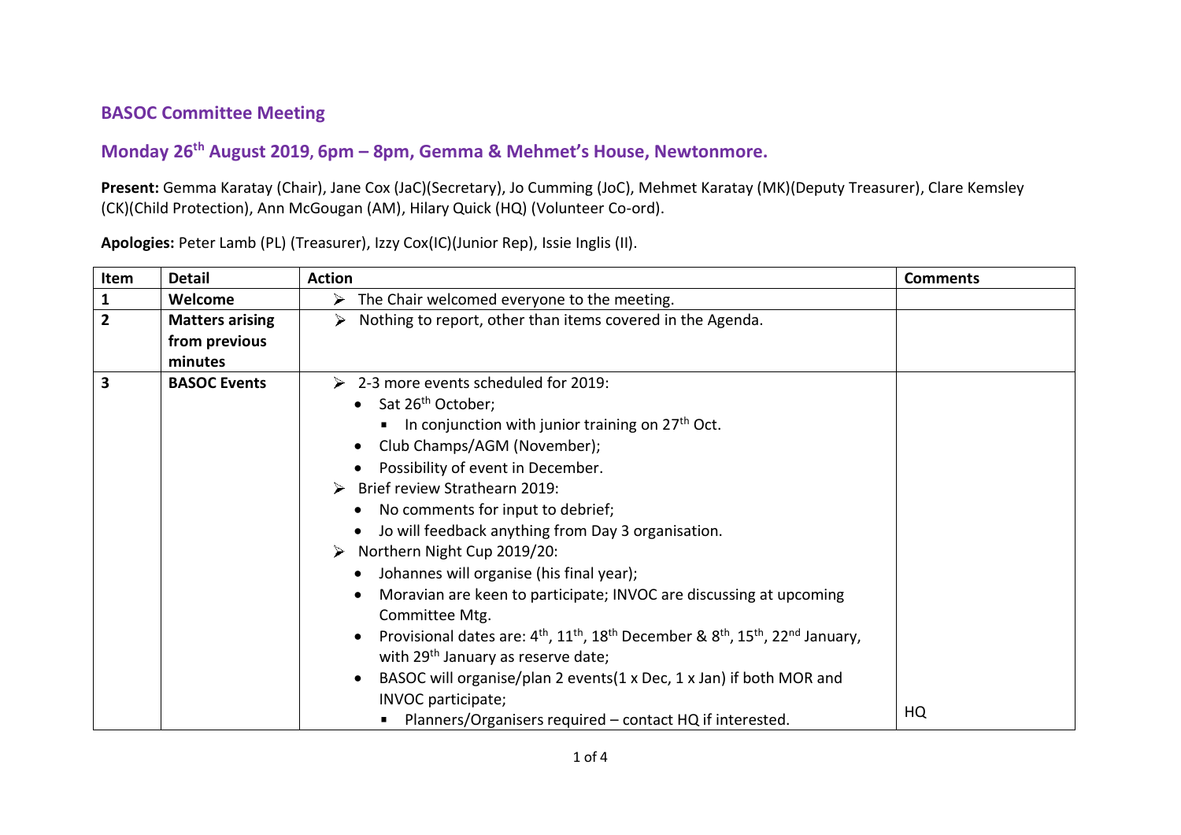## BASOC Committee Meeting

## Monday 26th August 2019, 6pm – 8pm, Gemma & Mehmet's House, Newtonmore.

**Present:** Gemma Karatay (Chair), Jane Cox (JaC)(Secretary), Jo Cumming (JoC), Mehmet Karatay (MK)(Deputy Treasurer), Clare Kemsley (CK)(Child Protection), Ann McGougan (AM), Hilary Quick (HQ) (Volunteer Co-ord).

**Apologies:** Peter Lamb (PL) (Treasurer), Izzy Cox(IC)(Junior Rep), Issie Inglis (II).

| Item | Detail | Action | Comments |
|---|---|---|---|
| **1** | **Welcome** | ➢ The Chair welcomed everyone to the meeting. | |
| **2** | **Matters arising from previous minutes** | ➢ Nothing to report, other than items covered in the Agenda. | |
| **3** | **BASOC Events** | ➢ 2-3 more events scheduled for 2019:<br>• Sat 26th October;<br>▪ In conjunction with junior training on 27th Oct.<br>• Club Champs/AGM (November);<br>• Possibility of event in December.<br>➢ Brief review Strathearn 2019:<br>• No comments for input to debrief;<br>• Jo will feedback anything from Day 3 organisation.<br>➢ Northern Night Cup 2019/20:<br>• Johannes will organise (his final year);<br>• Moravian are keen to participate; INVOC are discussing at upcoming Committee Mtg.<br>• Provisional dates are: 4th, 11th, 18th December & 8th, 15th, 22nd January, with 29th January as reserve date;<br>• BASOC will organise/plan 2 events(1 x Dec, 1 x Jan) if both MOR and INVOC participate;<br>▪ Planners/Organisers required – contact HQ if interested. | HQ |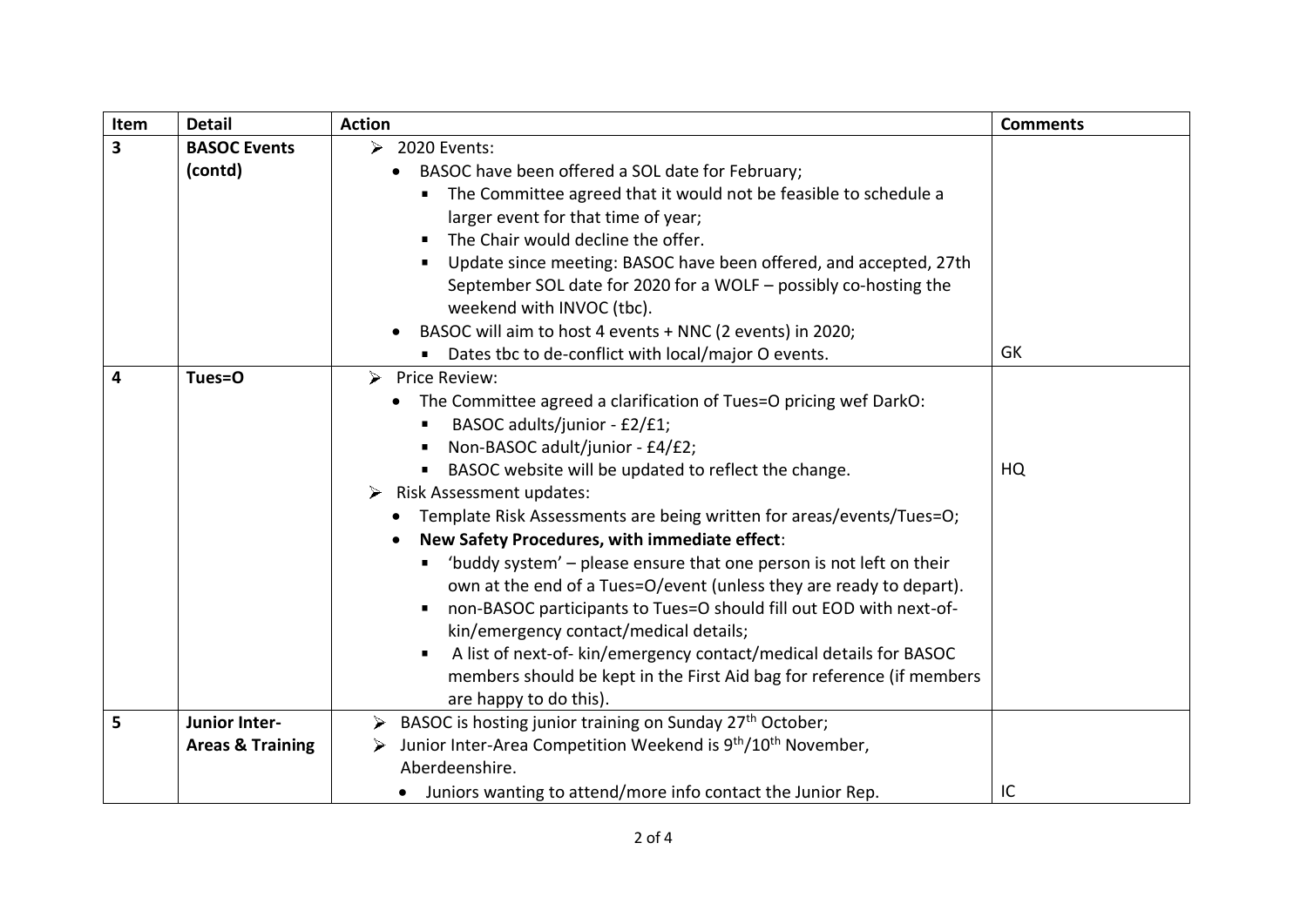| Item | Detail | Action | Comments |
|---|---|---|---|
| **3** | **BASOC Events (contd)** | ➢ 2020 Events:<br>• BASOC have been offered a SOL date for February;<br>▪ The Committee agreed that it would not be feasible to schedule a larger event for that time of year;<br>▪ The Chair would decline the offer.<br>▪ Update since meeting: BASOC have been offered, and accepted, 27th September SOL date for 2020 for a WOLF – possibly co-hosting the weekend with INVOC (tbc).<br>• BASOC will aim to host 4 events + NNC (2 events) in 2020;<br>▪ Dates tbc to de-conflict with local/major O events. | GK |
| **4** | **Tues=O** | ➢ Price Review:<br>• The Committee agreed a clarification of Tues=O pricing wef DarkO:<br>▪ BASOC adults/junior - £2/£1;<br>▪ Non-BASOC adult/junior - £4/£2;<br>▪ BASOC website will be updated to reflect the change.<br>➢ Risk Assessment updates:<br>• Template Risk Assessments are being written for areas/events/Tues=O;<br>• **New Safety Procedures, with immediate effect**:<br>▪ 'buddy system' – please ensure that one person is not left on their own at the end of a Tues=O/event (unless they are ready to depart).<br>▪ non-BASOC participants to Tues=O should fill out EOD with next-of-kin/emergency contact/medical details;<br>▪ A list of next-of- kin/emergency contact/medical details for BASOC members should be kept in the First Aid bag for reference (if members are happy to do this). | HQ |
| **5** | **Junior Inter-Areas & Training** | ➢ BASOC is hosting junior training on Sunday 27th October;<br>➢ Junior Inter-Area Competition Weekend is 9th/10th November, Aberdeenshire.<br>• Juniors wanting to attend/more info contact the Junior Rep. | IC |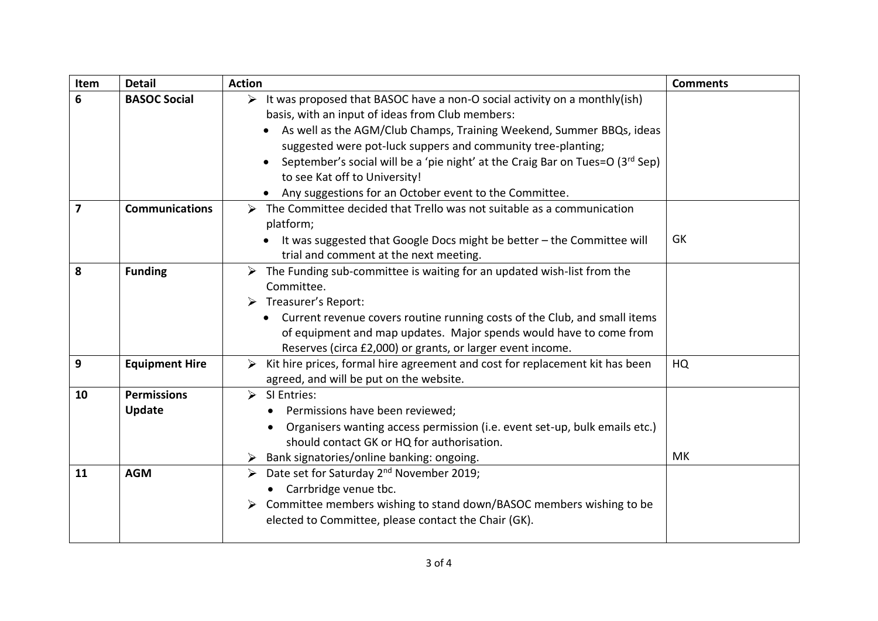| Item | Detail | Action | Comments |
|---|---|---|---|
| **6** | **BASOC Social** | ➢ It was proposed that BASOC have a non-O social activity on a monthly(ish) basis, with an input of ideas from Club members:<br>• As well as the AGM/Club Champs, Training Weekend, Summer BBQs, ideas suggested were pot-luck suppers and community tree-planting;<br>• September's social will be a 'pie night' at the Craig Bar on Tues=O (3rd Sep) to see Kat off to University!<br>• Any suggestions for an October event to the Committee. | |
| **7** | **Communications** | ➢ The Committee decided that Trello was not suitable as a communication platform;<br>• It was suggested that Google Docs might be better – the Committee will trial and comment at the next meeting. | GK |
| **8** | **Funding** | ➢ The Funding sub-committee is waiting for an updated wish-list from the Committee.<br>➢ Treasurer's Report:<br>• Current revenue covers routine running costs of the Club, and small items of equipment and map updates. Major spends would have to come from Reserves (circa £2,000) or grants, or larger event income. | |
| **9** | **Equipment Hire** | ➢ Kit hire prices, formal hire agreement and cost for replacement kit has been agreed, and will be put on the website. | HQ |
| **10** | **Permissions Update** | ➢ SI Entries:<br>• Permissions have been reviewed;<br>• Organisers wanting access permission (i.e. event set-up, bulk emails etc.) should contact GK or HQ for authorisation.<br>➢ Bank signatories/online banking: ongoing. | MK |
| **11** | **AGM** | ➢ Date set for Saturday 2nd November 2019;<br>• Carrbridge venue tbc.<br>➢ Committee members wishing to stand down/BASOC members wishing to be elected to Committee, please contact the Chair (GK). | |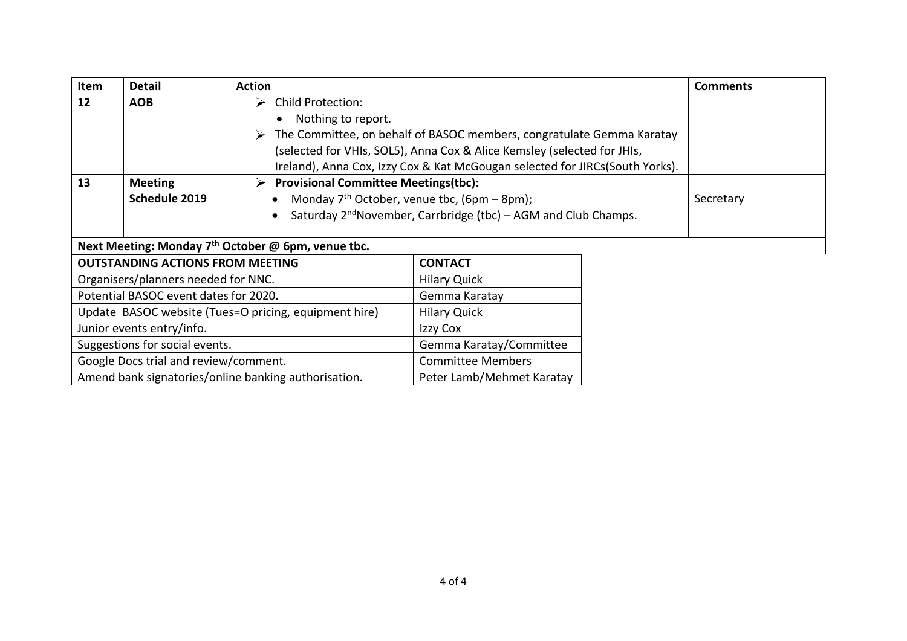| Item | Detail | Action | Comments |
|---|---|---|---|
| 12 | AOB | ➢ Child Protection:<br>• Nothing to report.<br>➢ The Committee, on behalf of BASOC members, congratulate Gemma Karatay (selected for VHIs, SOL5), Anna Cox & Alice Kemsley (selected for JHIs, Ireland), Anna Cox, Izzy Cox & Kat McGougan selected for JIRCs(South Yorks). | |
| 13 | **Meeting Schedule 2019** | ➢ **Provisional Committee Meetings(tbc):**<br>• Monday 7th October, venue tbc, (6pm – 8pm);<br>• Saturday 2nd November, Carrbridge (tbc) – AGM and Club Champs. | Secretary |

**Next Meeting: Monday 7th October @ 6pm, venue tbc.**

| OUTSTANDING ACTIONS FROM MEETING | CONTACT |
|---|---|
| Organisers/planners needed for NNC. | Hilary Quick |
| Potential BASOC event dates for 2020. | Gemma Karatay |
| Update BASOC website (Tues=O pricing, equipment hire) | Hilary Quick |
| Junior events entry/info. | Izzy Cox |
| Suggestions for social events. | Gemma Karatay/Committee |
| Google Docs trial and review/comment. | Committee Members |
| Amend bank signatories/online banking authorisation. | Peter Lamb/Mehmet Karatay |